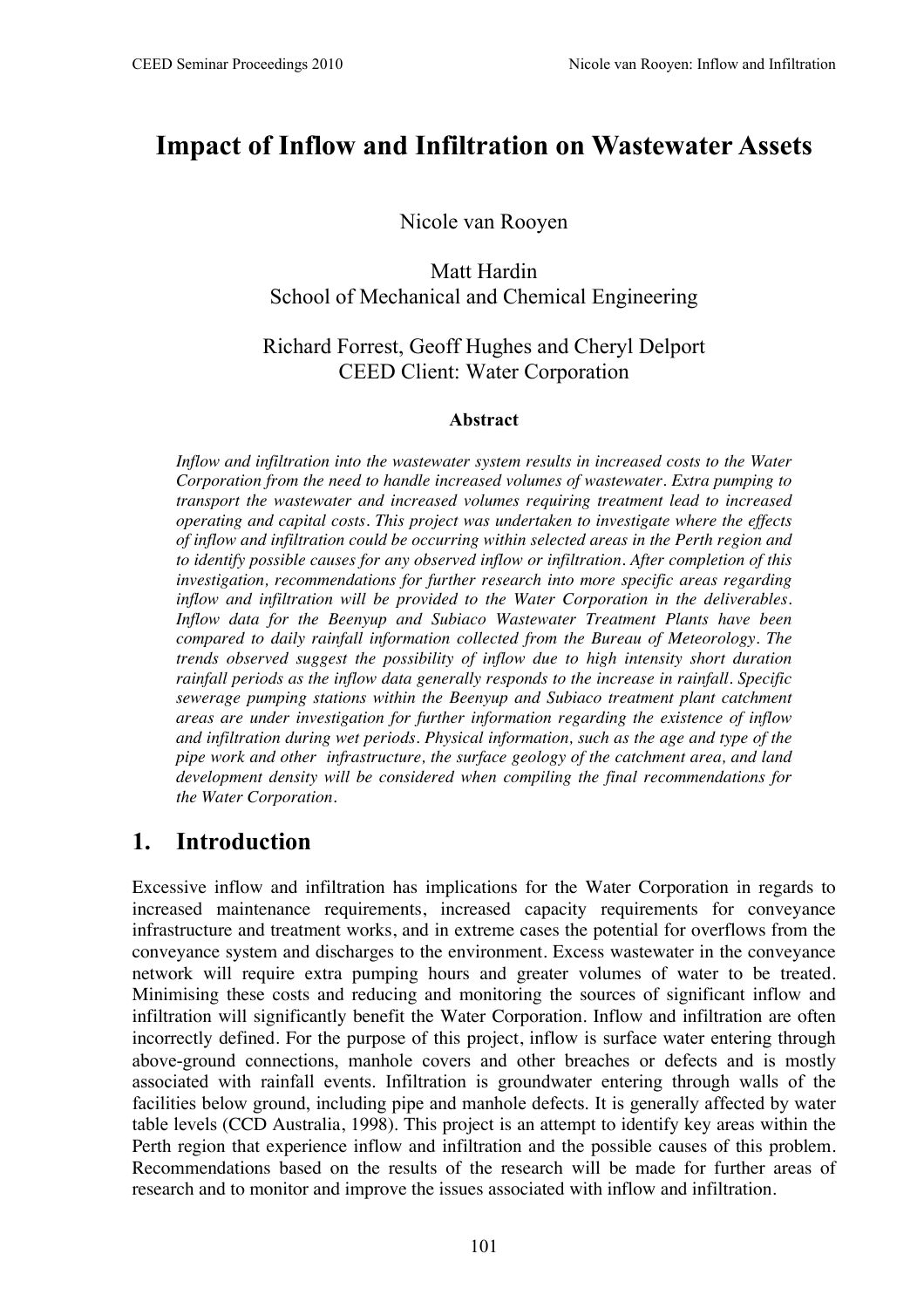# Impact of Inflow and Infiltration on Wastewater Assets

Nicole van Rooyen

Matt Hardin
School of Mechanical and Chemical Engineering

Richard Forrest, Geoff Hughes and Cheryl Delport
CEED Client: Water Corporation

### Abstract

*Inflow and infiltration into the wastewater system results in increased costs to the Water Corporation from the need to handle increased volumes of wastewater. Extra pumping to transport the wastewater and increased volumes requiring treatment lead to increased operating and capital costs. This project was undertaken to investigate where the effects of inflow and infiltration could be occurring within selected areas in the Perth region and to identify possible causes for any observed inflow or infiltration. After completion of this investigation, recommendations for further research into more specific areas regarding inflow and infiltration will be provided to the Water Corporation in the deliverables. Inflow data for the Beenyup and Subiaco Wastewater Treatment Plants have been compared to daily rainfall information collected from the Bureau of Meteorology. The trends observed suggest the possibility of inflow due to high intensity short duration rainfall periods as the inflow data generally responds to the increase in rainfall. Specific sewerage pumping stations within the Beenyup and Subiaco treatment plant catchment areas are under investigation for further information regarding the existence of inflow and infiltration during wet periods. Physical information, such as the age and type of the pipe work and other infrastructure, the surface geology of the catchment area, and land development density will be considered when compiling the final recommendations for the Water Corporation.*

## 1. Introduction

Excessive inflow and infiltration has implications for the Water Corporation in regards to increased maintenance requirements, increased capacity requirements for conveyance infrastructure and treatment works, and in extreme cases the potential for overflows from the conveyance system and discharges to the environment. Excess wastewater in the conveyance network will require extra pumping hours and greater volumes of water to be treated. Minimising these costs and reducing and monitoring the sources of significant inflow and infiltration will significantly benefit the Water Corporation. Inflow and infiltration are often incorrectly defined. For the purpose of this project, inflow is surface water entering through above-ground connections, manhole covers and other breaches or defects and is mostly associated with rainfall events. Infiltration is groundwater entering through walls of the facilities below ground, including pipe and manhole defects. It is generally affected by water table levels (CCD Australia, 1998). This project is an attempt to identify key areas within the Perth region that experience inflow and infiltration and the possible causes of this problem. Recommendations based on the results of the research will be made for further areas of research and to monitor and improve the issues associated with inflow and infiltration.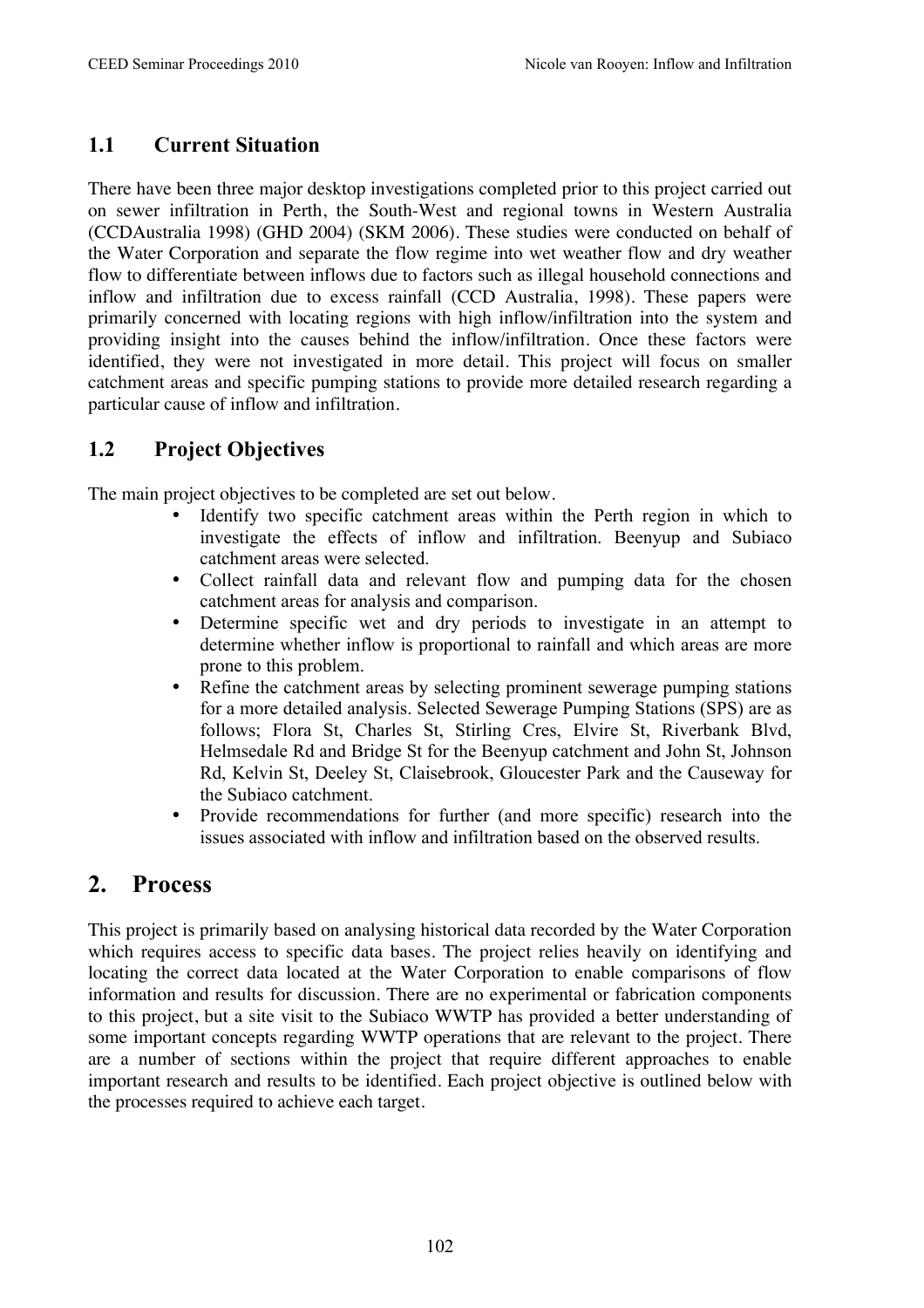## 1.1 Current Situation

There have been three major desktop investigations completed prior to this project carried out on sewer infiltration in Perth, the South-West and regional towns in Western Australia (CCDAustralia 1998) (GHD 2004) (SKM 2006). These studies were conducted on behalf of the Water Corporation and separate the flow regime into wet weather flow and dry weather flow to differentiate between inflows due to factors such as illegal household connections and inflow and infiltration due to excess rainfall (CCD Australia, 1998). These papers were primarily concerned with locating regions with high inflow/infiltration into the system and providing insight into the causes behind the inflow/infiltration. Once these factors were identified, they were not investigated in more detail. This project will focus on smaller catchment areas and specific pumping stations to provide more detailed research regarding a particular cause of inflow and infiltration.

## 1.2 Project Objectives

The main project objectives to be completed are set out below.

- Identify two specific catchment areas within the Perth region in which to investigate the effects of inflow and infiltration. Beenyup and Subiaco catchment areas were selected.
- Collect rainfall data and relevant flow and pumping data for the chosen catchment areas for analysis and comparison.
- Determine specific wet and dry periods to investigate in an attempt to determine whether inflow is proportional to rainfall and which areas are more prone to this problem.
- Refine the catchment areas by selecting prominent sewerage pumping stations for a more detailed analysis. Selected Sewerage Pumping Stations (SPS) are as follows; Flora St, Charles St, Stirling Cres, Elvire St, Riverbank Blvd, Helmsedale Rd and Bridge St for the Beenyup catchment and John St, Johnson Rd, Kelvin St, Deeley St, Claisebrook, Gloucester Park and the Causeway for the Subiaco catchment.
- Provide recommendations for further (and more specific) research into the issues associated with inflow and infiltration based on the observed results.

# 2. Process

This project is primarily based on analysing historical data recorded by the Water Corporation which requires access to specific data bases. The project relies heavily on identifying and locating the correct data located at the Water Corporation to enable comparisons of flow information and results for discussion. There are no experimental or fabrication components to this project, but a site visit to the Subiaco WWTP has provided a better understanding of some important concepts regarding WWTP operations that are relevant to the project. There are a number of sections within the project that require different approaches to enable important research and results to be identified. Each project objective is outlined below with the processes required to achieve each target.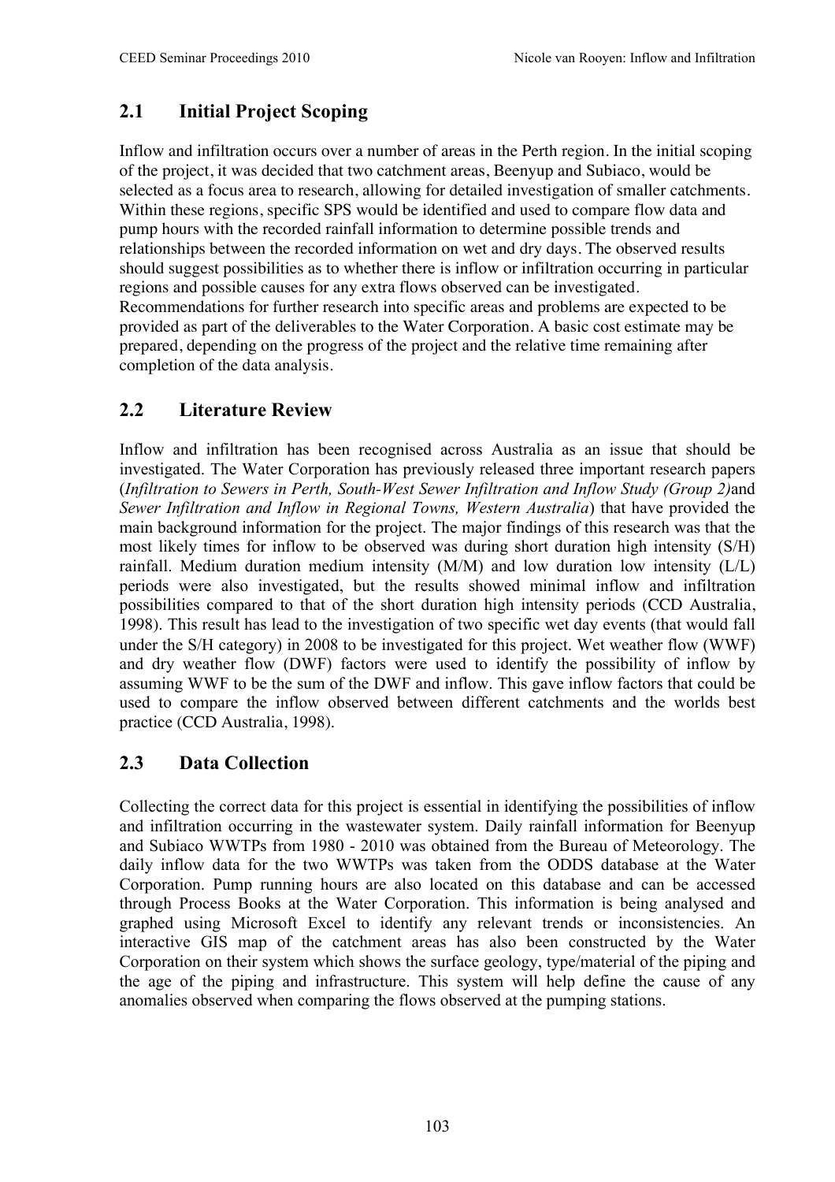## 2.1 Initial Project Scoping

Inflow and infiltration occurs over a number of areas in the Perth region. In the initial scoping of the project, it was decided that two catchment areas, Beenyup and Subiaco, would be selected as a focus area to research, allowing for detailed investigation of smaller catchments. Within these regions, specific SPS would be identified and used to compare flow data and pump hours with the recorded rainfall information to determine possible trends and relationships between the recorded information on wet and dry days. The observed results should suggest possibilities as to whether there is inflow or infiltration occurring in particular regions and possible causes for any extra flows observed can be investigated. Recommendations for further research into specific areas and problems are expected to be provided as part of the deliverables to the Water Corporation. A basic cost estimate may be prepared, depending on the progress of the project and the relative time remaining after completion of the data analysis.

## 2.2 Literature Review

Inflow and infiltration has been recognised across Australia as an issue that should be investigated. The Water Corporation has previously released three important research papers (*Infiltration to Sewers in Perth, South-West Sewer Infiltration and Inflow Study (Group 2)*and *Sewer Infiltration and Inflow in Regional Towns, Western Australia*) that have provided the main background information for the project. The major findings of this research was that the most likely times for inflow to be observed was during short duration high intensity (S/H) rainfall. Medium duration medium intensity (M/M) and low duration low intensity (L/L) periods were also investigated, but the results showed minimal inflow and infiltration possibilities compared to that of the short duration high intensity periods (CCD Australia, 1998). This result has lead to the investigation of two specific wet day events (that would fall under the S/H category) in 2008 to be investigated for this project. Wet weather flow (WWF) and dry weather flow (DWF) factors were used to identify the possibility of inflow by assuming WWF to be the sum of the DWF and inflow. This gave inflow factors that could be used to compare the inflow observed between different catchments and the worlds best practice (CCD Australia, 1998).

## 2.3 Data Collection

Collecting the correct data for this project is essential in identifying the possibilities of inflow and infiltration occurring in the wastewater system. Daily rainfall information for Beenyup and Subiaco WWTPs from 1980 - 2010 was obtained from the Bureau of Meteorology. The daily inflow data for the two WWTPs was taken from the ODDS database at the Water Corporation. Pump running hours are also located on this database and can be accessed through Process Books at the Water Corporation. This information is being analysed and graphed using Microsoft Excel to identify any relevant trends or inconsistencies. An interactive GIS map of the catchment areas has also been constructed by the Water Corporation on their system which shows the surface geology, type/material of the piping and the age of the piping and infrastructure. This system will help define the cause of any anomalies observed when comparing the flows observed at the pumping stations.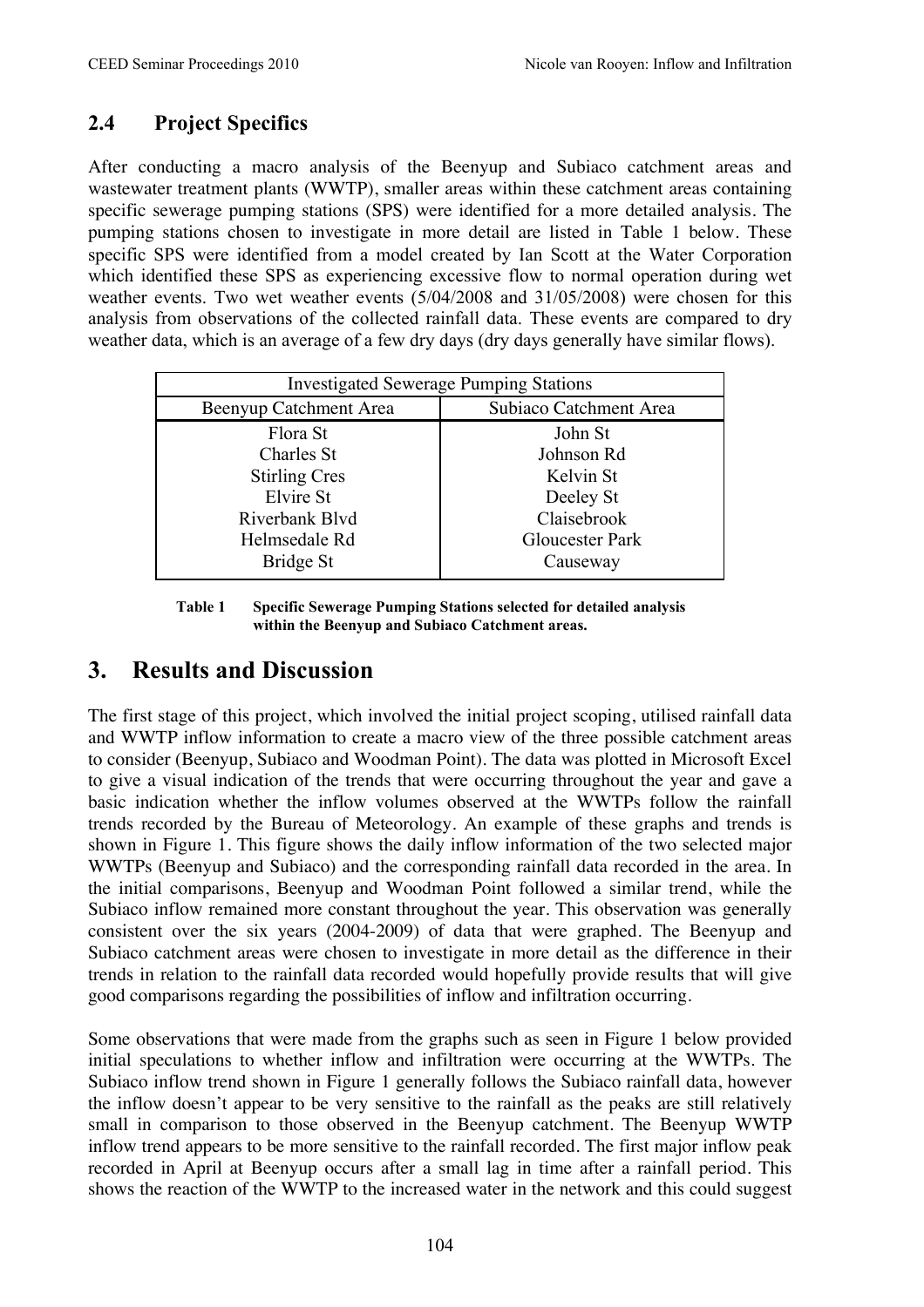## 2.4 Project Specifics

After conducting a macro analysis of the Beenyup and Subiaco catchment areas and wastewater treatment plants (WWTP), smaller areas within these catchment areas containing specific sewerage pumping stations (SPS) were identified for a more detailed analysis. The pumping stations chosen to investigate in more detail are listed in Table 1 below. These specific SPS were identified from a model created by Ian Scott at the Water Corporation which identified these SPS as experiencing excessive flow to normal operation during wet weather events. Two wet weather events (5/04/2008 and 31/05/2008) were chosen for this analysis from observations of the collected rainfall data. These events are compared to dry weather data, which is an average of a few dry days (dry days generally have similar flows).

| Investigated Sewerage Pumping Stations | |
|---|---|
| Beenyup Catchment Area | Subiaco Catchment Area |
| Flora St | John St |
| Charles St | Johnson Rd |
| Stirling Cres | Kelvin St |
| Elvire St | Deeley St |
| Riverbank Blvd | Claisebrook |
| Helmsedale Rd | Gloucester Park |
| Bridge St | Causeway |

**Table 1 Specific Sewerage Pumping Stations selected for detailed analysis within the Beenyup and Subiaco Catchment areas.**

# 3. Results and Discussion

The first stage of this project, which involved the initial project scoping, utilised rainfall data and WWTP inflow information to create a macro view of the three possible catchment areas to consider (Beenyup, Subiaco and Woodman Point). The data was plotted in Microsoft Excel to give a visual indication of the trends that were occurring throughout the year and gave a basic indication whether the inflow volumes observed at the WWTPs follow the rainfall trends recorded by the Bureau of Meteorology. An example of these graphs and trends is shown in Figure 1. This figure shows the daily inflow information of the two selected major WWTPs (Beenyup and Subiaco) and the corresponding rainfall data recorded in the area. In the initial comparisons, Beenyup and Woodman Point followed a similar trend, while the Subiaco inflow remained more constant throughout the year. This observation was generally consistent over the six years (2004-2009) of data that were graphed. The Beenyup and Subiaco catchment areas were chosen to investigate in more detail as the difference in their trends in relation to the rainfall data recorded would hopefully provide results that will give good comparisons regarding the possibilities of inflow and infiltration occurring.

Some observations that were made from the graphs such as seen in Figure 1 below provided initial speculations to whether inflow and infiltration were occurring at the WWTPs. The Subiaco inflow trend shown in Figure 1 generally follows the Subiaco rainfall data, however the inflow doesn't appear to be very sensitive to the rainfall as the peaks are still relatively small in comparison to those observed in the Beenyup catchment. The Beenyup WWTP inflow trend appears to be more sensitive to the rainfall recorded. The first major inflow peak recorded in April at Beenyup occurs after a small lag in time after a rainfall period. This shows the reaction of the WWTP to the increased water in the network and this could suggest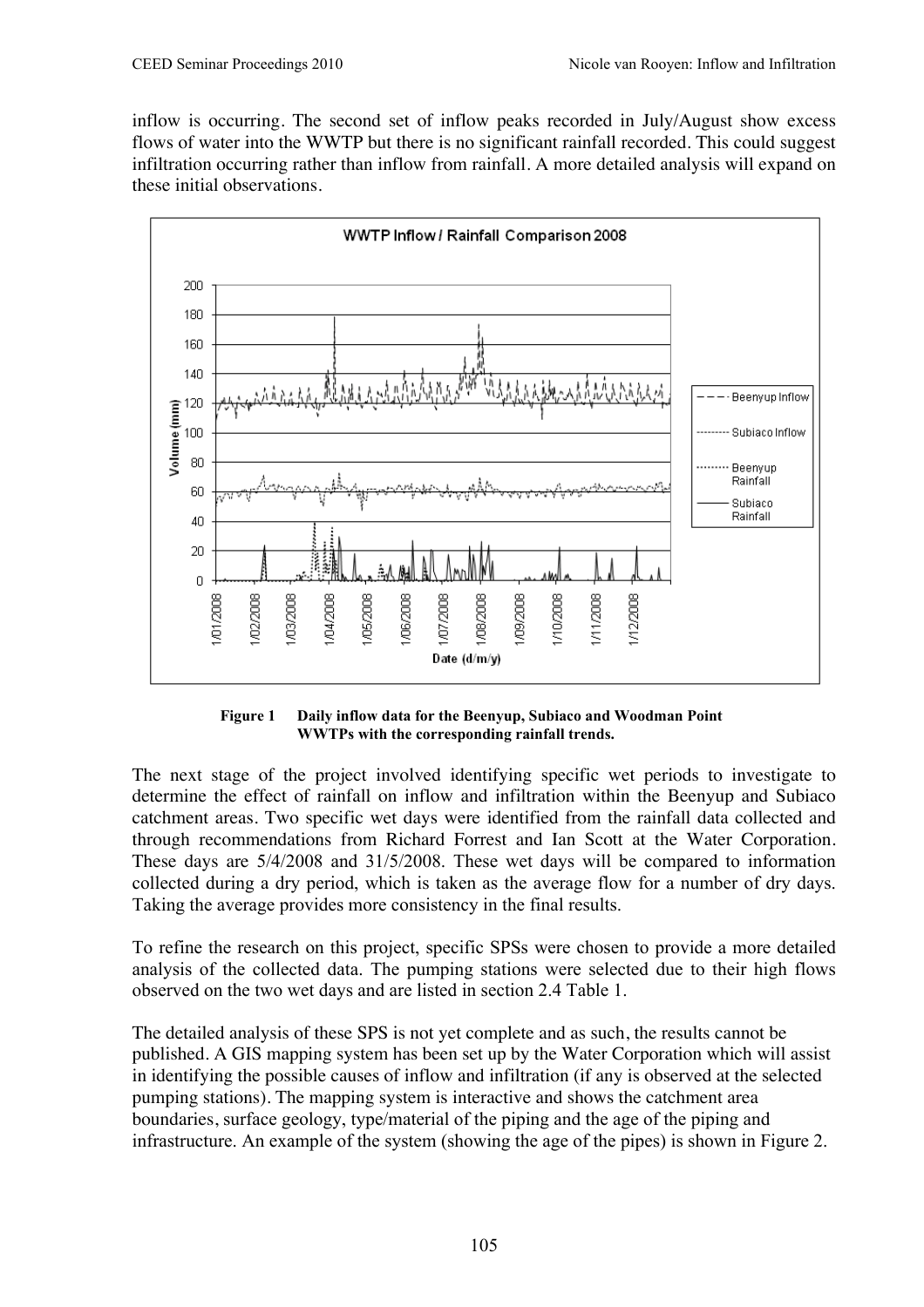inflow is occurring. The second set of inflow peaks recorded in July/August show excess flows of water into the WWTP but there is no significant rainfall recorded. This could suggest infiltration occurring rather than inflow from rainfall. A more detailed analysis will expand on these initial observations.

**Figure 1** Daily inflow data for the Beenyup, Subiaco and Woodman Point WWTPs with the corresponding rainfall trends.

The next stage of the project involved identifying specific wet periods to investigate to determine the effect of rainfall on inflow and infiltration within the Beenyup and Subiaco catchment areas. Two specific wet days were identified from the rainfall data collected and through recommendations from Richard Forrest and Ian Scott at the Water Corporation. These days are 5/4/2008 and 31/5/2008. These wet days will be compared to information collected during a dry period, which is taken as the average flow for a number of dry days. Taking the average provides more consistency in the final results.

To refine the research on this project, specific SPSs were chosen to provide a more detailed analysis of the collected data. The pumping stations were selected due to their high flows observed on the two wet days and are listed in section 2.4 Table 1.

The detailed analysis of these SPS is not yet complete and as such, the results cannot be published. A GIS mapping system has been set up by the Water Corporation which will assist in identifying the possible causes of inflow and infiltration (if any is observed at the selected pumping stations). The mapping system is interactive and shows the catchment area boundaries, surface geology, type/material of the piping and the age of the piping and infrastructure. An example of the system (showing the age of the pipes) is shown in Figure 2.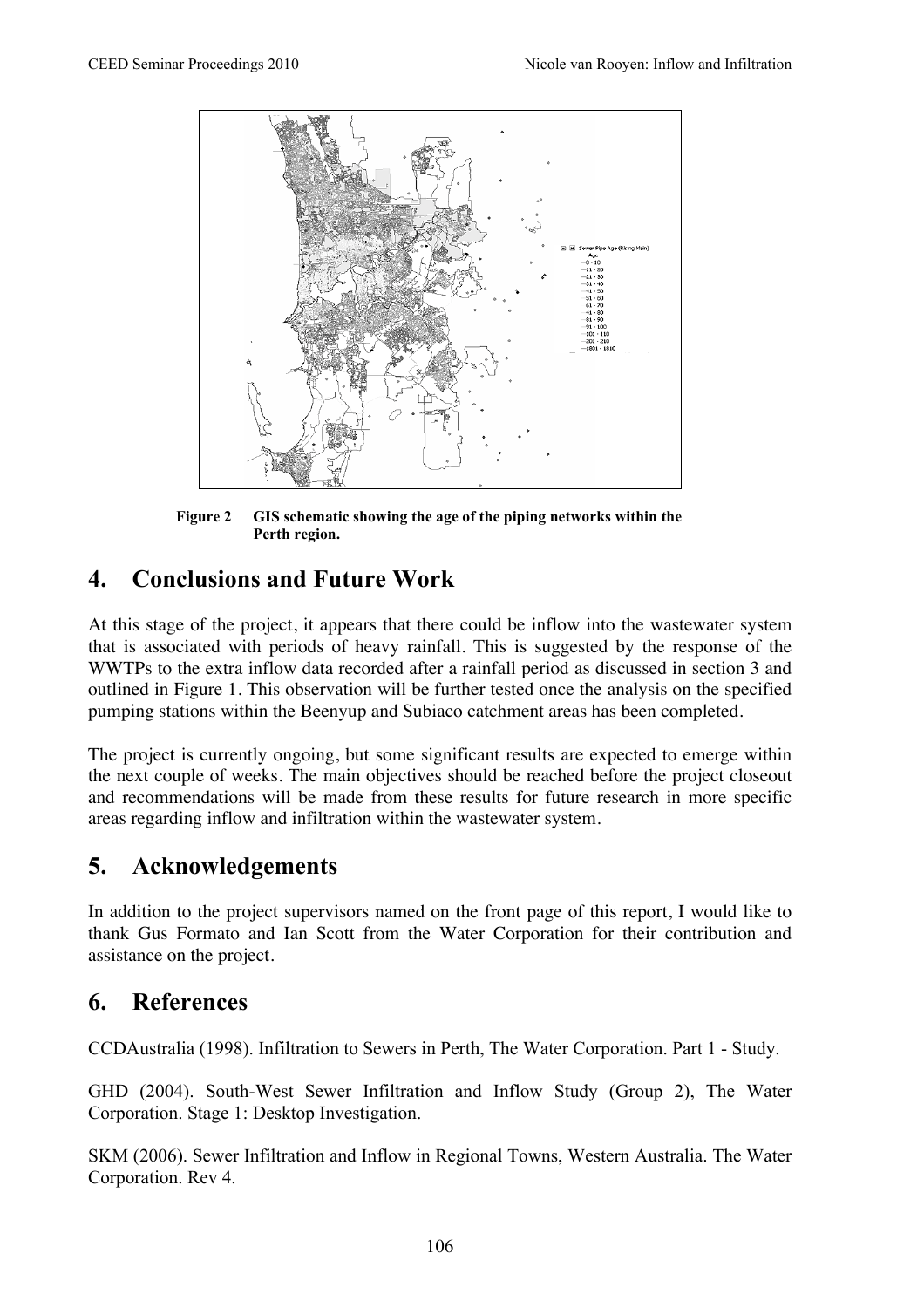Sewer Pipe Age (Rising Main)
Age
0 - 10
11 - 20
21 - 30
31 - 40
41 - 50
51 - 60
61 - 70
71 - 80
81 - 90
91 - 100
101 - 110
201 - 210
1801 - 1810

**Figure 2 GIS schematic showing the age of the piping networks within the Perth region.**

## 4. Conclusions and Future Work

At this stage of the project, it appears that there could be inflow into the wastewater system that is associated with periods of heavy rainfall. This is suggested by the response of the WWTPs to the extra inflow data recorded after a rainfall period as discussed in section 3 and outlined in Figure 1. This observation will be further tested once the analysis on the specified pumping stations within the Beenyup and Subiaco catchment areas has been completed.

The project is currently ongoing, but some significant results are expected to emerge within the next couple of weeks. The main objectives should be reached before the project closeout and recommendations will be made from these results for future research in more specific areas regarding inflow and infiltration within the wastewater system.

## 5. Acknowledgements

In addition to the project supervisors named on the front page of this report, I would like to thank Gus Formato and Ian Scott from the Water Corporation for their contribution and assistance on the project.

## 6. References

CCDAustralia (1998). Infiltration to Sewers in Perth, The Water Corporation. Part 1 - Study.

GHD (2004). South-West Sewer Infiltration and Inflow Study (Group 2), The Water Corporation. Stage 1: Desktop Investigation.

SKM (2006). Sewer Infiltration and Inflow in Regional Towns, Western Australia. The Water Corporation. Rev 4.